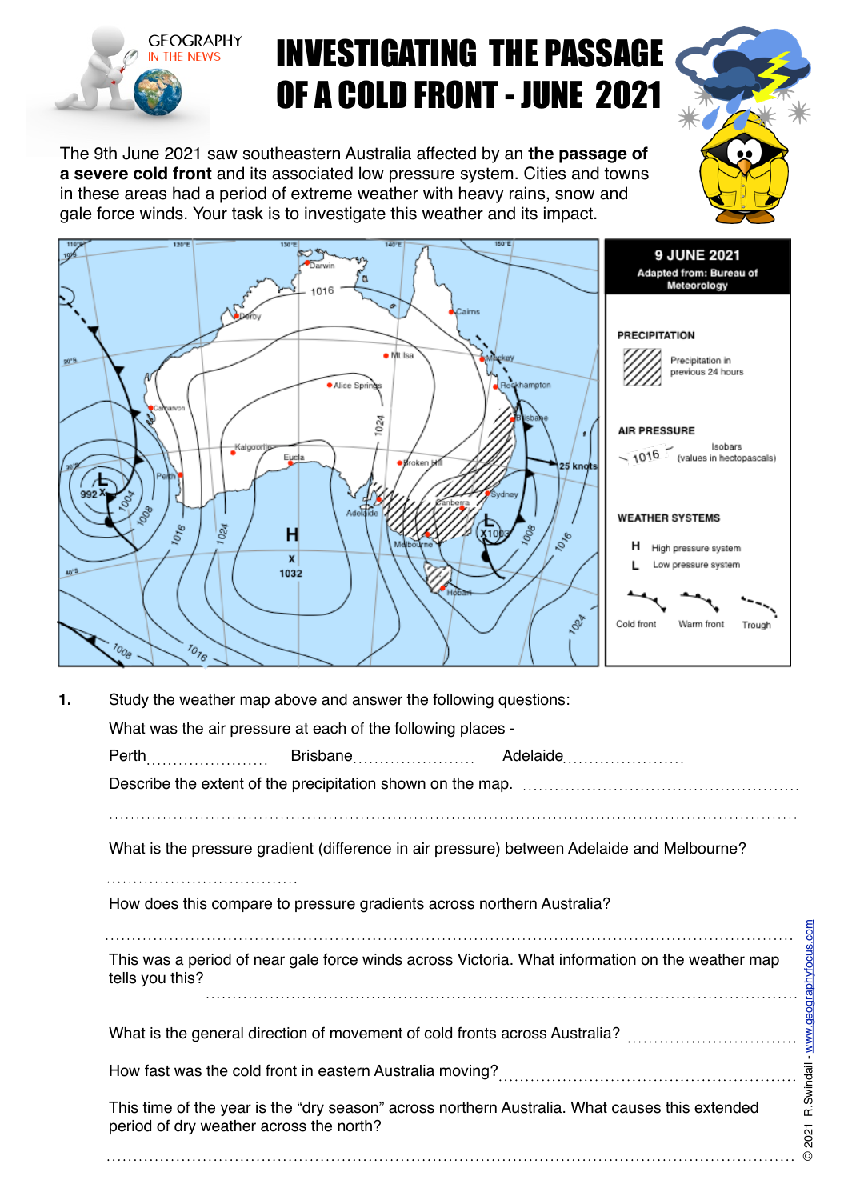# INVESTIGATING THE PASSAGE OF A COLD FRONT - JUNE 2021

GEOGRAPHY IN THE NEWS

The 9th June 2021 saw southeastern Australia affected by an **the passage of a severe cold front** and its associated low pressure system. Cities and towns in these areas had a period of extreme weather with heavy rains, snow and gale force winds. Your task is to investigate this weather and its impact.

**9 JUNE 2021**
Adapted from: Bureau of Meteorology

PRECIPITATION
Precipitation in previous 24 hours

AIR PRESSURE
1016 Isobars (values in hectopascals)

WEATHER SYSTEMS
H High pressure system
L Low pressure system
Cold front · Warm front · Trough

**1.** Study the weather map above and answer the following questions:

What was the air pressure at each of the following places -

Perth........................ Brisbane........................ Adelaide........................

Describe the extent of the precipitation shown on the map. ..................................................

..................................................................................................................................................

What is the pressure gradient (difference in air pressure) between Adelaide and Melbourne?

....................................

How does this compare to pressure gradients across northern Australia?

..................................................................................................................................................

This was a period of near gale force winds across Victoria. What information on the weather map tells you this?

..................................................................................................................................................

What is the general direction of movement of cold fronts across Australia? ................................

How fast was the cold front in eastern Australia moving?..................................................

This time of the year is the "dry season" across northern Australia. What causes this extended period of dry weather across the north?

..................................................................................................................................................

© 2021 R.Swindail - www.geographyfocus.com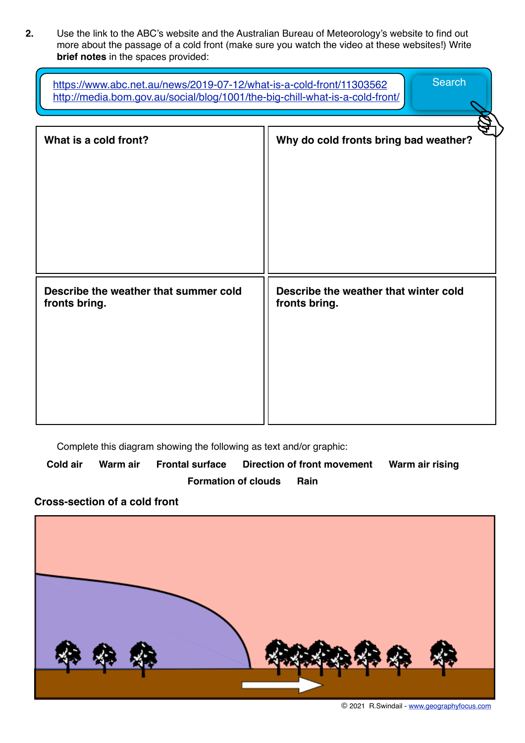**2.** Use the link to the ABC's website and the Australian Bureau of Meteorology's website to find out more about the passage of a cold front (make sure you watch the video at these websites!) Write **brief notes** in the spaces provided:

https://www.abc.net.au/news/2019-07-12/what-is-a-cold-front/11303562
http://media.bom.gov.au/social/blog/1001/the-big-chill-what-is-a-cold-front/

Search

| **What is a cold front?** | **Why do cold fronts bring bad weather?** |
| --- | --- |
| | |
| **Describe the weather that summer cold fronts bring.** | **Describe the weather that winter cold fronts bring.** |
| | |

Complete this diagram showing the following as text and/or graphic:

**Cold air** **Warm air** **Frontal surface** **Direction of front movement** **Warm air rising** **Formation of clouds** **Rain**

**Cross-section of a cold front**

© 2021 R.Swindail - www.geographyfocus.com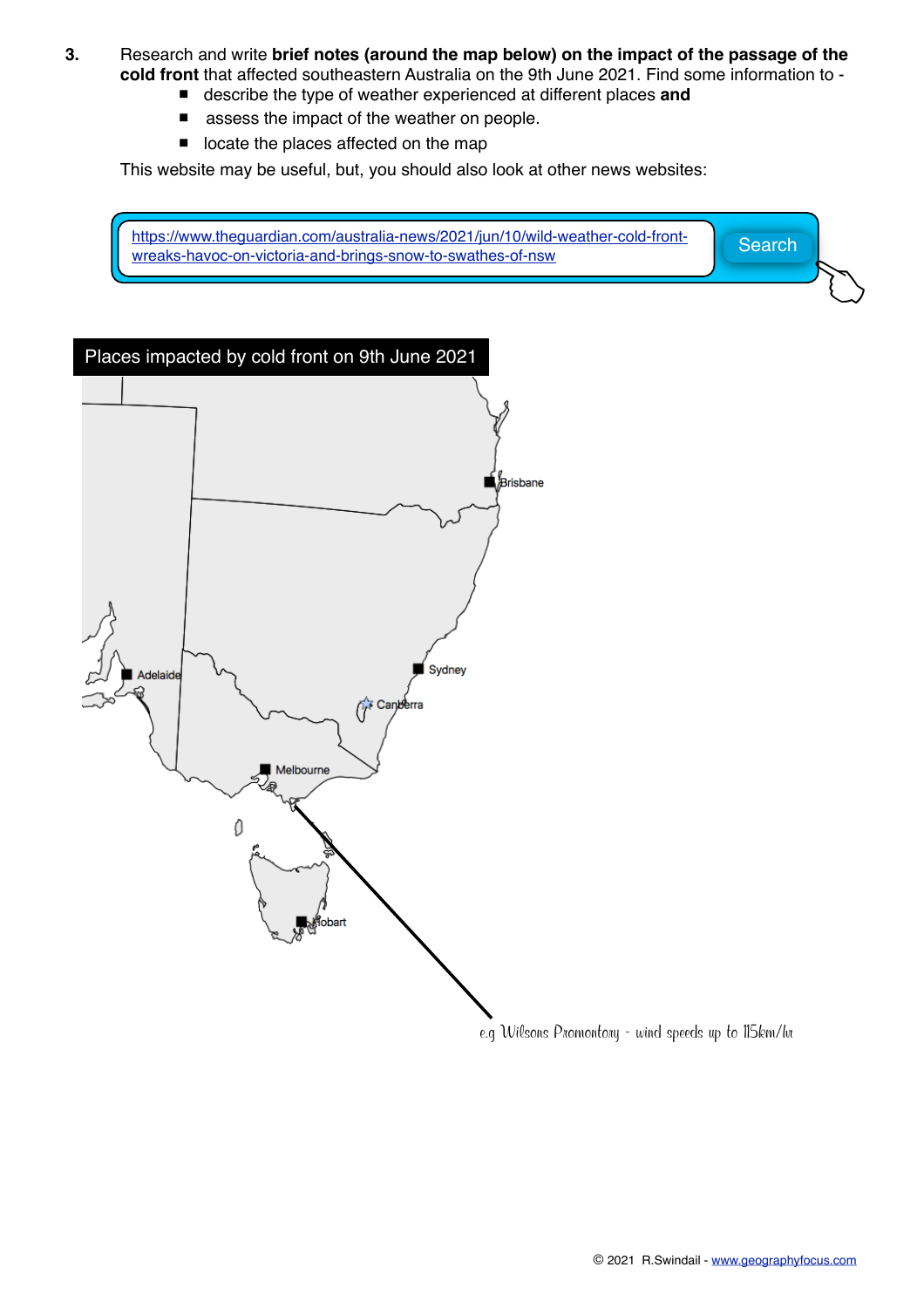3. Research and write **brief notes (around the map below) on the impact of the passage of the cold front** that affected southeastern Australia on the 9th June 2021. Find some information to -

- describe the type of weather experienced at different places **and**
- assess the impact of the weather on people.
- locate the places affected on the map

This website may be useful, but, you should also look at other news websites:

https://www.theguardian.com/australia-news/2021/jun/10/wild-weather-cold-front-wreaks-havoc-on-victoria-and-brings-snow-to-swathes-of-nsw

Search

Places impacted by cold front on 9th June 2021

Brisbane

Sydney

Canberra

Adelaide

Melbourne

Hobart

e.g Wilsons Promontory - wind speeds up to 115km/hr

© 2021 R.Swindail - www.geographyfocus.com